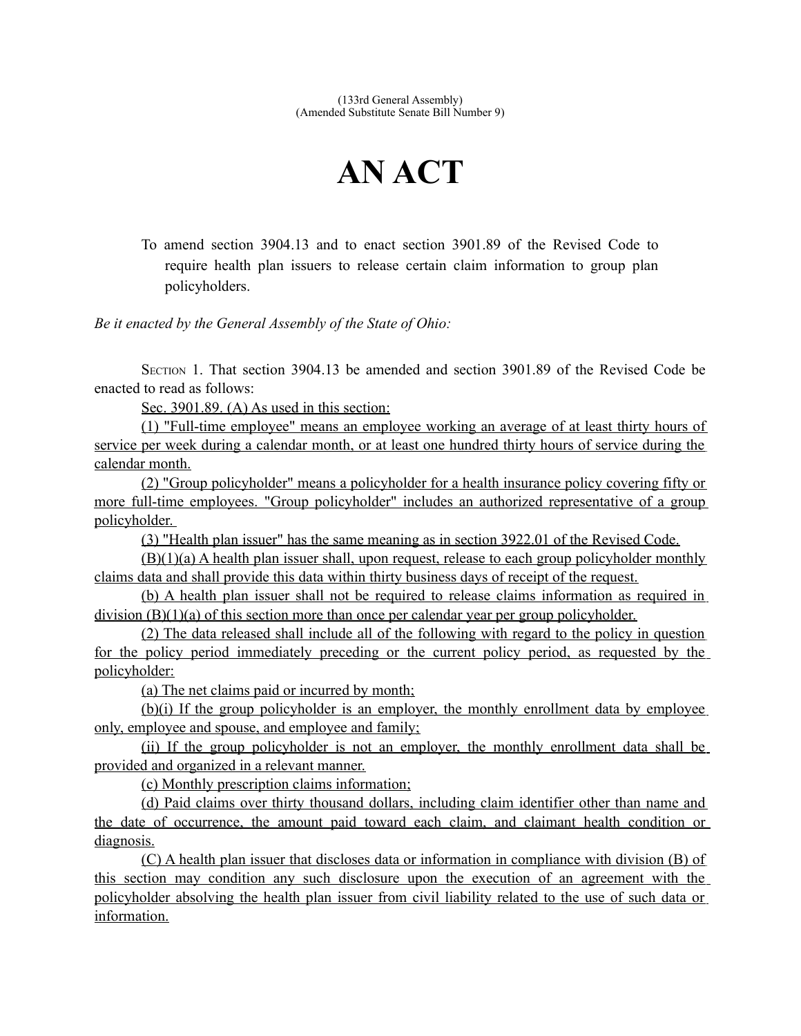(133rd General Assembly)
(Amended Substitute Senate Bill Number 9)

# AN ACT

To amend section 3904.13 and to enact section 3901.89 of the Revised Code to require health plan issuers to release certain claim information to group plan policyholders.

*Be it enacted by the General Assembly of the State of Ohio:*

SECTION 1. That section 3904.13 be amended and section 3901.89 of the Revised Code be enacted to read as follows:

Sec. 3901.89. (A) As used in this section:

(1) "Full-time employee" means an employee working an average of at least thirty hours of service per week during a calendar month, or at least one hundred thirty hours of service during the calendar month.

(2) "Group policyholder" means a policyholder for a health insurance policy covering fifty or more full-time employees. "Group policyholder" includes an authorized representative of a group policyholder.

(3) "Health plan issuer" has the same meaning as in section 3922.01 of the Revised Code.

(B)(1)(a) A health plan issuer shall, upon request, release to each group policyholder monthly claims data and shall provide this data within thirty business days of receipt of the request.

(b) A health plan issuer shall not be required to release claims information as required in division (B)(1)(a) of this section more than once per calendar year per group policyholder.

(2) The data released shall include all of the following with regard to the policy in question for the policy period immediately preceding or the current policy period, as requested by the policyholder:

(a) The net claims paid or incurred by month;

(b)(i) If the group policyholder is an employer, the monthly enrollment data by employee only, employee and spouse, and employee and family;

(ii) If the group policyholder is not an employer, the monthly enrollment data shall be provided and organized in a relevant manner.

(c) Monthly prescription claims information;

(d) Paid claims over thirty thousand dollars, including claim identifier other than name and the date of occurrence, the amount paid toward each claim, and claimant health condition or diagnosis.

(C) A health plan issuer that discloses data or information in compliance with division (B) of this section may condition any such disclosure upon the execution of an agreement with the policyholder absolving the health plan issuer from civil liability related to the use of such data or information.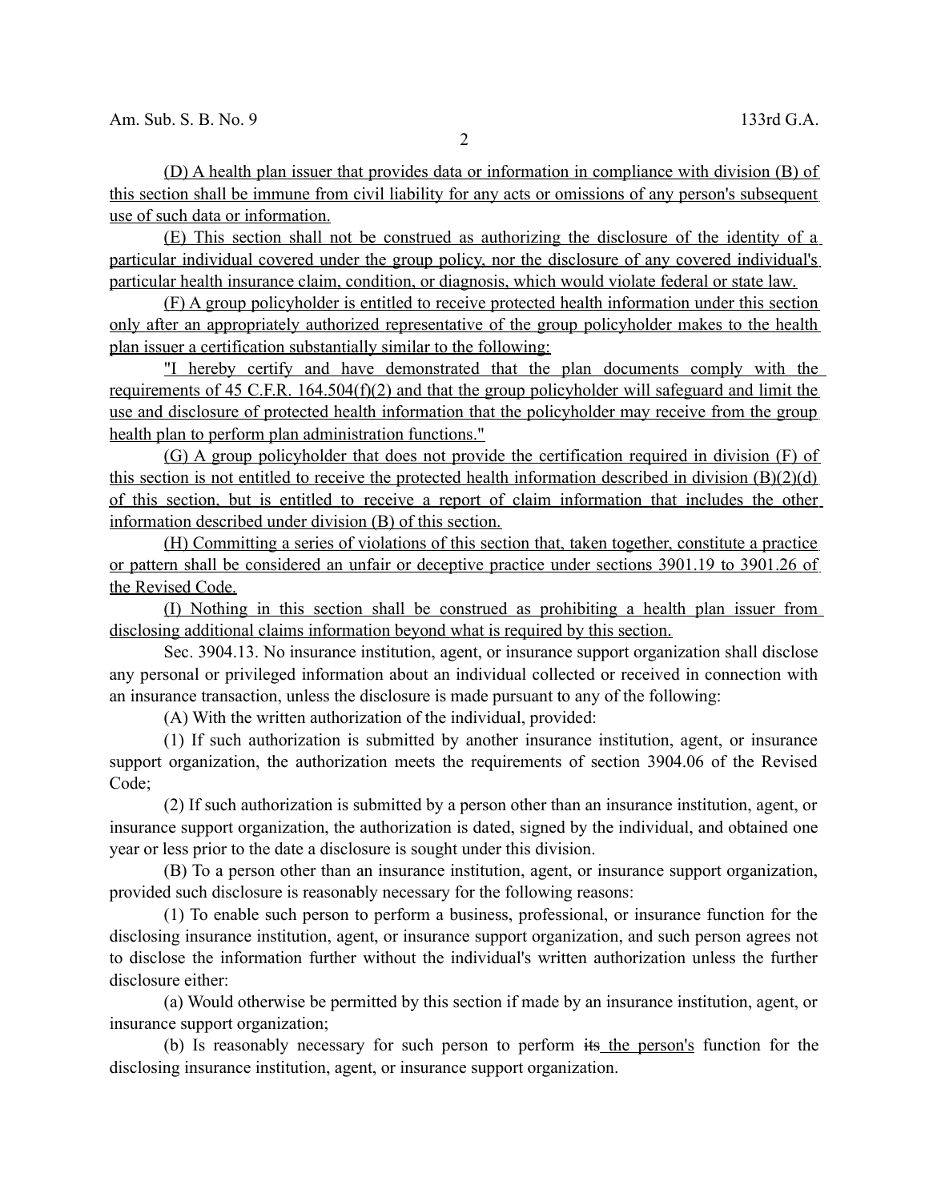(D) A health plan issuer that provides data or information in compliance with division (B) of this section shall be immune from civil liability for any acts or omissions of any person's subsequent use of such data or information.

(E) This section shall not be construed as authorizing the disclosure of the identity of a particular individual covered under the group policy, nor the disclosure of any covered individual's particular health insurance claim, condition, or diagnosis, which would violate federal or state law.

(F) A group policyholder is entitled to receive protected health information under this section only after an appropriately authorized representative of the group policyholder makes to the health plan issuer a certification substantially similar to the following:

"I hereby certify and have demonstrated that the plan documents comply with the requirements of 45 C.F.R. 164.504(f)(2) and that the group policyholder will safeguard and limit the use and disclosure of protected health information that the policyholder may receive from the group health plan to perform plan administration functions."

(G) A group policyholder that does not provide the certification required in division (F) of this section is not entitled to receive the protected health information described in division (B)(2)(d) of this section, but is entitled to receive a report of claim information that includes the other information described under division (B) of this section.

(H) Committing a series of violations of this section that, taken together, constitute a practice or pattern shall be considered an unfair or deceptive practice under sections 3901.19 to 3901.26 of the Revised Code.

(I) Nothing in this section shall be construed as prohibiting a health plan issuer from disclosing additional claims information beyond what is required by this section.

Sec. 3904.13. No insurance institution, agent, or insurance support organization shall disclose any personal or privileged information about an individual collected or received in connection with an insurance transaction, unless the disclosure is made pursuant to any of the following:

(A) With the written authorization of the individual, provided:

(1) If such authorization is submitted by another insurance institution, agent, or insurance support organization, the authorization meets the requirements of section 3904.06 of the Revised Code;

(2) If such authorization is submitted by a person other than an insurance institution, agent, or insurance support organization, the authorization is dated, signed by the individual, and obtained one year or less prior to the date a disclosure is sought under this division.

(B) To a person other than an insurance institution, agent, or insurance support organization, provided such disclosure is reasonably necessary for the following reasons:

(1) To enable such person to perform a business, professional, or insurance function for the disclosing insurance institution, agent, or insurance support organization, and such person agrees not to disclose the information further without the individual's written authorization unless the further disclosure either:

(a) Would otherwise be permitted by this section if made by an insurance institution, agent, or insurance support organization;

(b) Is reasonably necessary for such person to perform ~~its~~ the person's function for the disclosing insurance institution, agent, or insurance support organization.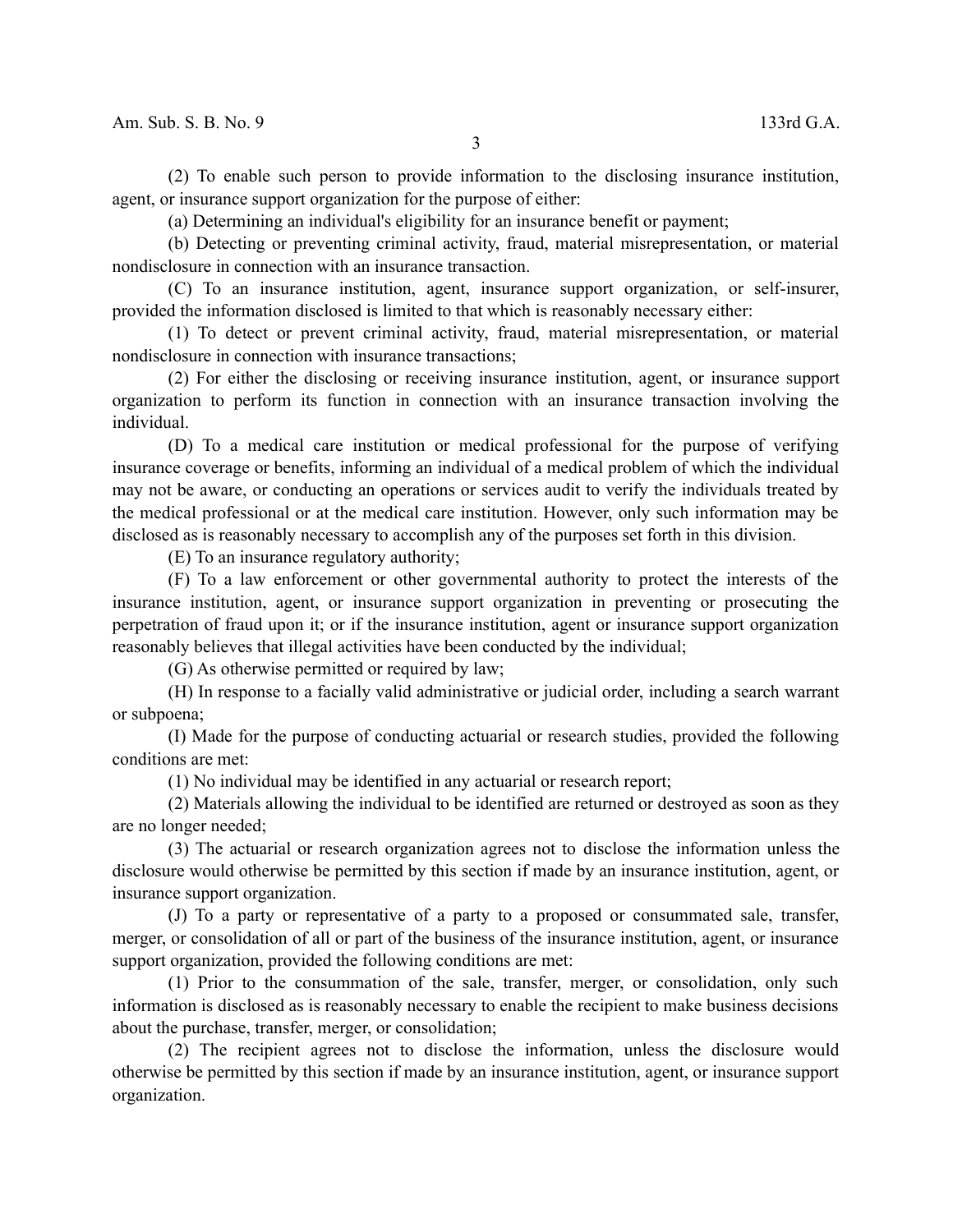(2) To enable such person to provide information to the disclosing insurance institution, agent, or insurance support organization for the purpose of either:

(a) Determining an individual's eligibility for an insurance benefit or payment;

(b) Detecting or preventing criminal activity, fraud, material misrepresentation, or material nondisclosure in connection with an insurance transaction.

(C) To an insurance institution, agent, insurance support organization, or self-insurer, provided the information disclosed is limited to that which is reasonably necessary either:

(1) To detect or prevent criminal activity, fraud, material misrepresentation, or material nondisclosure in connection with insurance transactions;

(2) For either the disclosing or receiving insurance institution, agent, or insurance support organization to perform its function in connection with an insurance transaction involving the individual.

(D) To a medical care institution or medical professional for the purpose of verifying insurance coverage or benefits, informing an individual of a medical problem of which the individual may not be aware, or conducting an operations or services audit to verify the individuals treated by the medical professional or at the medical care institution. However, only such information may be disclosed as is reasonably necessary to accomplish any of the purposes set forth in this division.

(E) To an insurance regulatory authority;

(F) To a law enforcement or other governmental authority to protect the interests of the insurance institution, agent, or insurance support organization in preventing or prosecuting the perpetration of fraud upon it; or if the insurance institution, agent or insurance support organization reasonably believes that illegal activities have been conducted by the individual;

(G) As otherwise permitted or required by law;

(H) In response to a facially valid administrative or judicial order, including a search warrant or subpoena;

(I) Made for the purpose of conducting actuarial or research studies, provided the following conditions are met:

(1) No individual may be identified in any actuarial or research report;

(2) Materials allowing the individual to be identified are returned or destroyed as soon as they are no longer needed;

(3) The actuarial or research organization agrees not to disclose the information unless the disclosure would otherwise be permitted by this section if made by an insurance institution, agent, or insurance support organization.

(J) To a party or representative of a party to a proposed or consummated sale, transfer, merger, or consolidation of all or part of the business of the insurance institution, agent, or insurance support organization, provided the following conditions are met:

(1) Prior to the consummation of the sale, transfer, merger, or consolidation, only such information is disclosed as is reasonably necessary to enable the recipient to make business decisions about the purchase, transfer, merger, or consolidation;

(2) The recipient agrees not to disclose the information, unless the disclosure would otherwise be permitted by this section if made by an insurance institution, agent, or insurance support organization.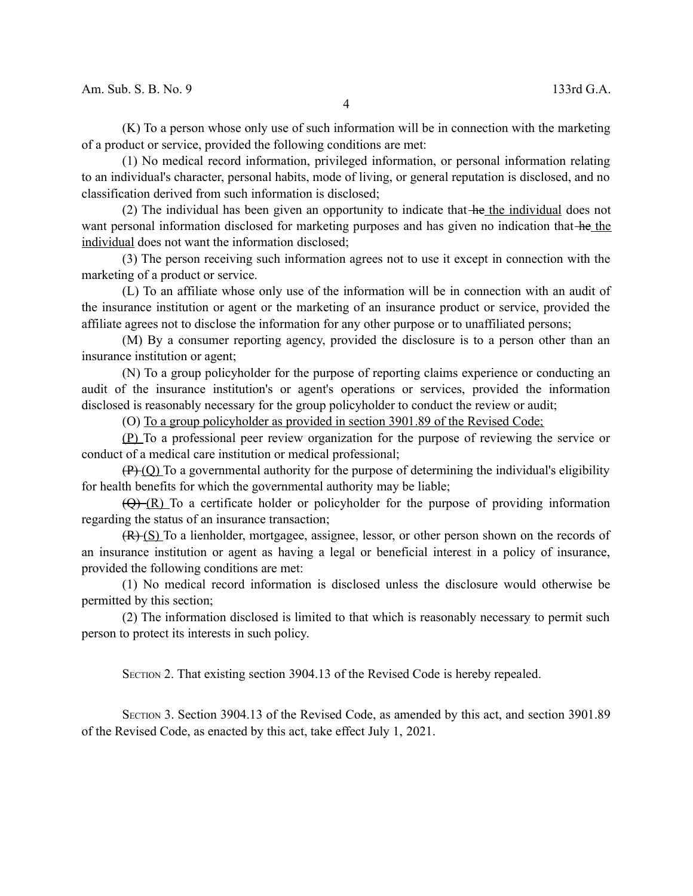(K) To a person whose only use of such information will be in connection with the marketing of a product or service, provided the following conditions are met:

(1) No medical record information, privileged information, or personal information relating to an individual's character, personal habits, mode of living, or general reputation is disclosed, and no classification derived from such information is disclosed;

(2) The individual has been given an opportunity to indicate that ~~he~~ <u>the individual</u> does not want personal information disclosed for marketing purposes and has given no indication that ~~he~~ <u>the individual</u> does not want the information disclosed;

(3) The person receiving such information agrees not to use it except in connection with the marketing of a product or service.

(L) To an affiliate whose only use of the information will be in connection with an audit of the insurance institution or agent or the marketing of an insurance product or service, provided the affiliate agrees not to disclose the information for any other purpose or to unaffiliated persons;

(M) By a consumer reporting agency, provided the disclosure is to a person other than an insurance institution or agent;

(N) To a group policyholder for the purpose of reporting claims experience or conducting an audit of the insurance institution's or agent's operations or services, provided the information disclosed is reasonably necessary for the group policyholder to conduct the review or audit;

(O) <u>To a group policyholder as provided in section 3901.89 of the Revised Code;</u>

<u>(P)</u> To a professional peer review organization for the purpose of reviewing the service or conduct of a medical care institution or medical professional;

~~(P)~~ <u>(Q)</u> To a governmental authority for the purpose of determining the individual's eligibility for health benefits for which the governmental authority may be liable;

~~(Q)~~ <u>(R)</u> To a certificate holder or policyholder for the purpose of providing information regarding the status of an insurance transaction;

~~(R)~~ <u>(S)</u> To a lienholder, mortgagee, assignee, lessor, or other person shown on the records of an insurance institution or agent as having a legal or beneficial interest in a policy of insurance, provided the following conditions are met:

(1) No medical record information is disclosed unless the disclosure would otherwise be permitted by this section;

(2) The information disclosed is limited to that which is reasonably necessary to permit such person to protect its interests in such policy.

SECTION 2. That existing section 3904.13 of the Revised Code is hereby repealed.

SECTION 3. Section 3904.13 of the Revised Code, as amended by this act, and section 3901.89 of the Revised Code, as enacted by this act, take effect July 1, 2021.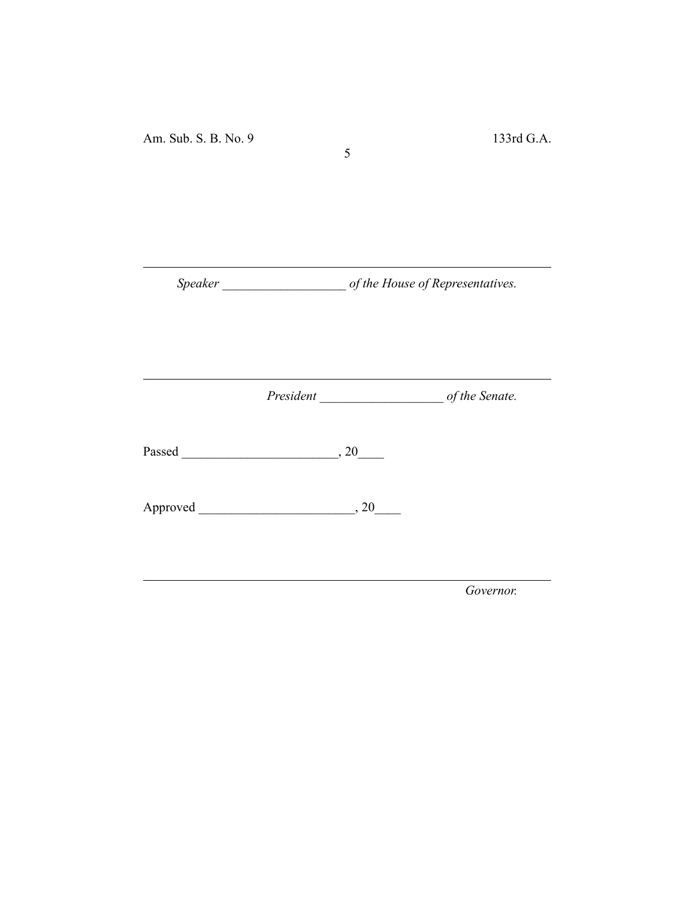---

*Speaker* ___________________ *of the House of Representatives.*

---

*President* ___________________ *of the Senate.*

Passed ________________________, 20____

Approved ________________________, 20____

---

*Governor.*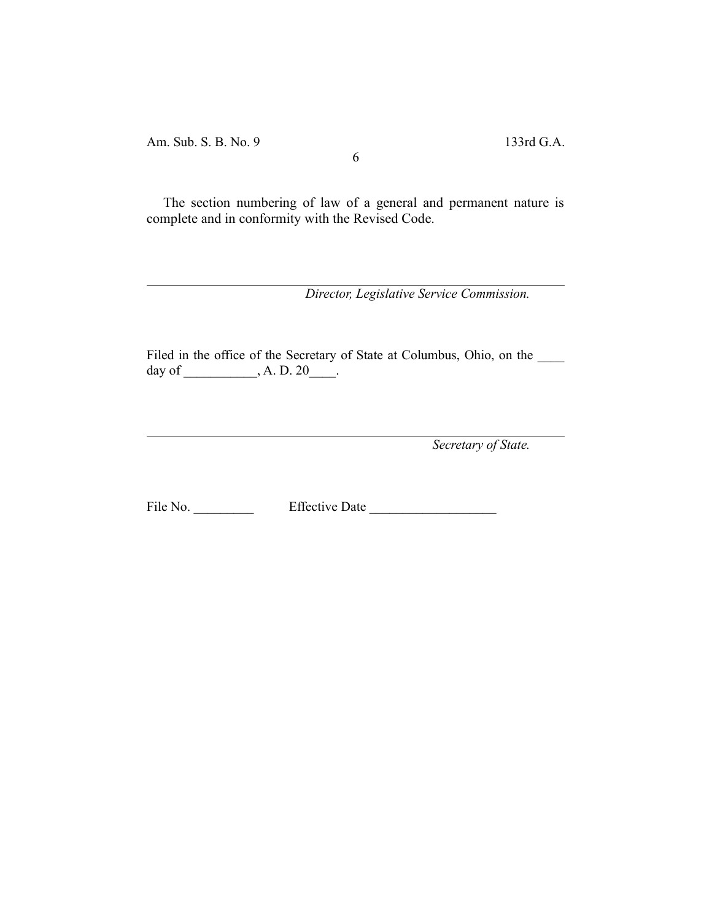The section numbering of law of a general and permanent nature is complete and in conformity with the Revised Code.

______________________________________________

*Director, Legislative Service Commission.*

Filed in the office of the Secretary of State at Columbus, Ohio, on the ____ day of ___________, A. D. 20____.

______________________________________________

*Secretary of State.*

File No. _________ Effective Date ___________________